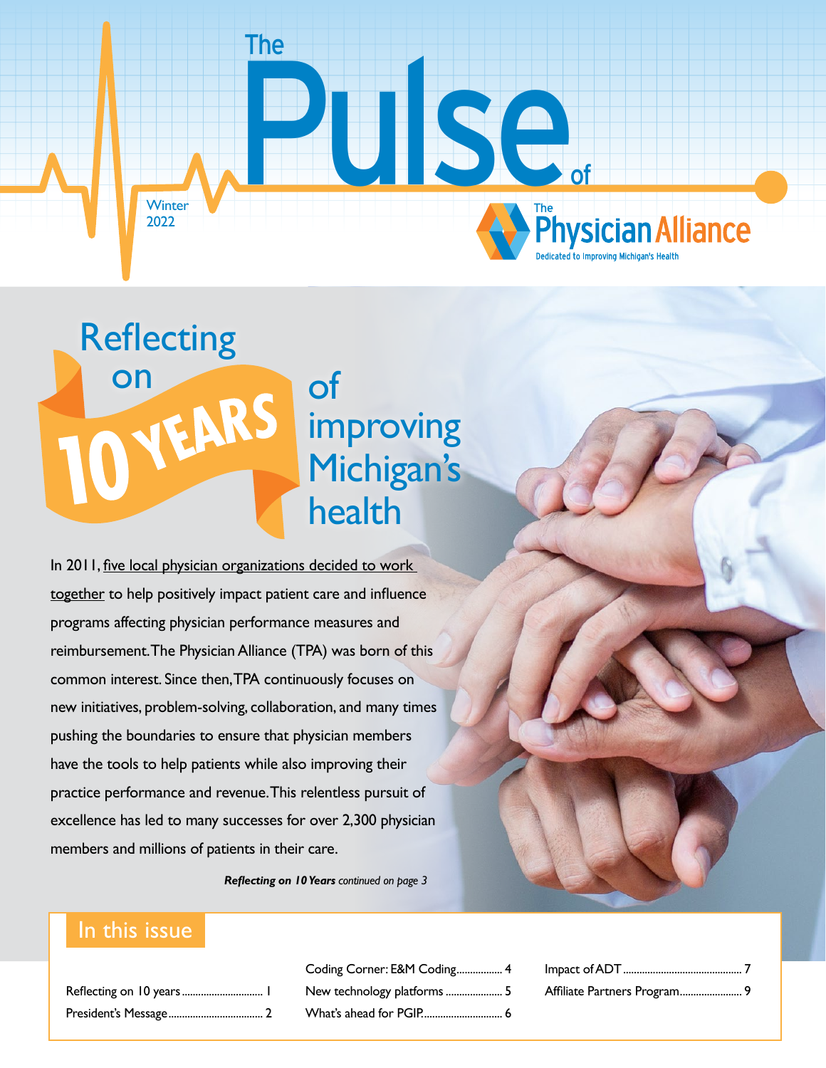# The Pulse of The Physician Alliance

Winter 2022

The Physician Alliance — Dedicated to Improving Michigan's Health

## Reflecting on 10 YEARS of improving Michigan's health

In 2011, five local physician organizations decided to work together to help positively impact patient care and influence programs affecting physician performance measures and reimbursement. The Physician Alliance (TPA) was born of this common interest. Since then, TPA continuously focuses on new initiatives, problem-solving, collaboration, and many times pushing the boundaries to ensure that physician members have the tools to help patients while also improving their practice performance and revenue. This relentless pursuit of excellence has led to many successes for over 2,300 physician members and millions of patients in their care.

***Reflecting on 10 Years** continued on page 3*

## In this issue

- Reflecting on 10 years ........ 1
- President's Message ........ 2
- Coding Corner: E&M Coding ........ 4
- New technology platforms ........ 5
- What's ahead for PGIP ........ 6
- Impact of ADT ........ 7
- Affiliate Partners Program ........ 9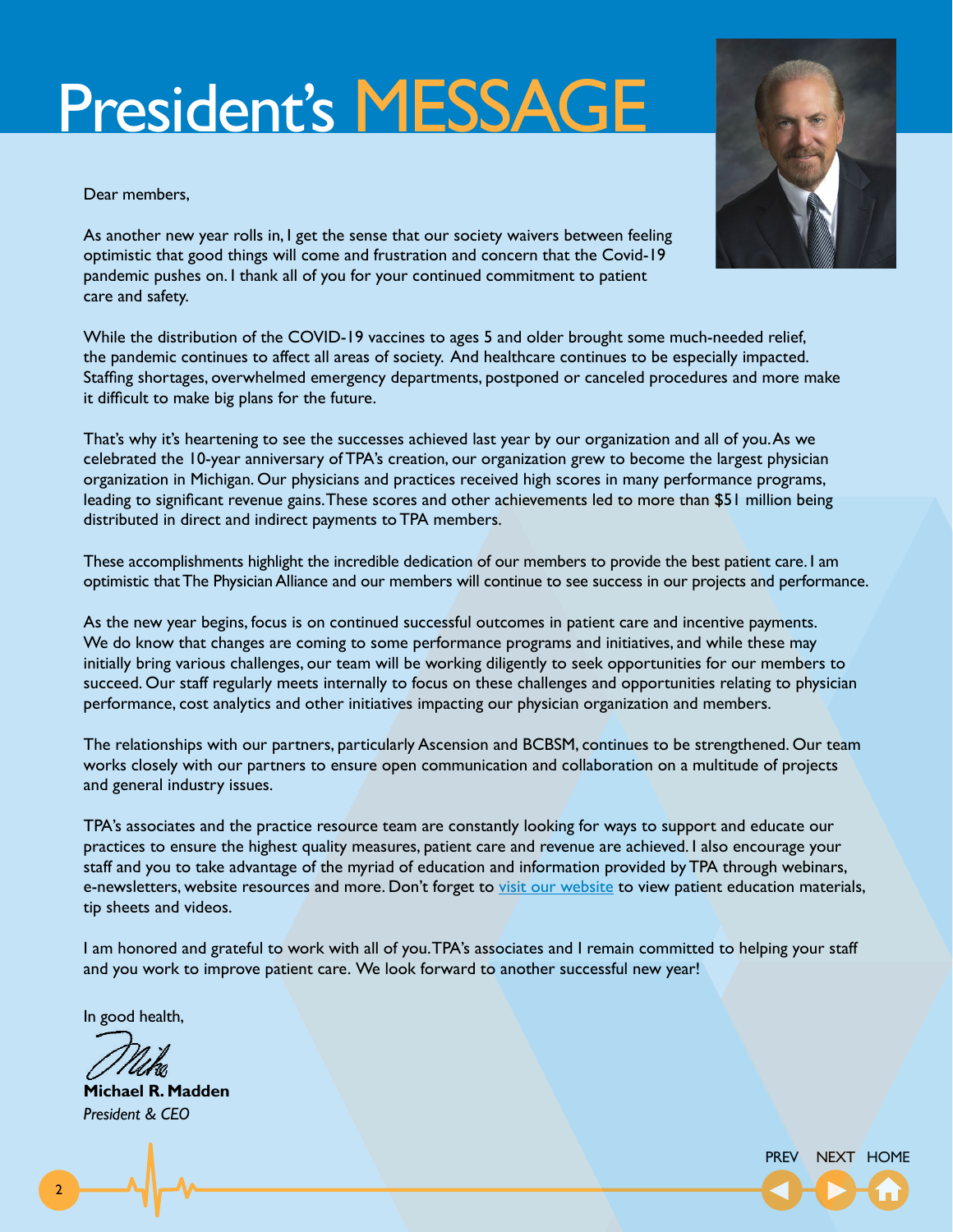# President's MESSAGE

Dear members,

As another new year rolls in, I get the sense that our society waivers between feeling optimistic that good things will come and frustration and concern that the Covid-19 pandemic pushes on. I thank all of you for your continued commitment to patient care and safety.

While the distribution of the COVID-19 vaccines to ages 5 and older brought some much-needed relief, the pandemic continues to affect all areas of society. And healthcare continues to be especially impacted. Staffing shortages, overwhelmed emergency departments, postponed or canceled procedures and more make it difficult to make big plans for the future.

That's why it's heartening to see the successes achieved last year by our organization and all of you. As we celebrated the 10-year anniversary of TPA's creation, our organization grew to become the largest physician organization in Michigan. Our physicians and practices received high scores in many performance programs, leading to significant revenue gains. These scores and other achievements led to more than $51 million being distributed in direct and indirect payments to TPA members.

These accomplishments highlight the incredible dedication of our members to provide the best patient care. I am optimistic that The Physician Alliance and our members will continue to see success in our projects and performance.

As the new year begins, focus is on continued successful outcomes in patient care and incentive payments. We do know that changes are coming to some performance programs and initiatives, and while these may initially bring various challenges, our team will be working diligently to seek opportunities for our members to succeed. Our staff regularly meets internally to focus on these challenges and opportunities relating to physician performance, cost analytics and other initiatives impacting our physician organization and members.

The relationships with our partners, particularly Ascension and BCBSM, continues to be strengthened. Our team works closely with our partners to ensure open communication and collaboration on a multitude of projects and general industry issues.

TPA's associates and the practice resource team are constantly looking for ways to support and educate our practices to ensure the highest quality measures, patient care and revenue are achieved. I also encourage your staff and you to take advantage of the myriad of education and information provided by TPA through webinars, e-newsletters, website resources and more. Don't forget to visit our website to view patient education materials, tip sheets and videos.

I am honored and grateful to work with all of you. TPA's associates and I remain committed to helping your staff and you work to improve patient care. We look forward to another successful new year!

In good health,

Mike

**Michael R. Madden**
*President & CEO*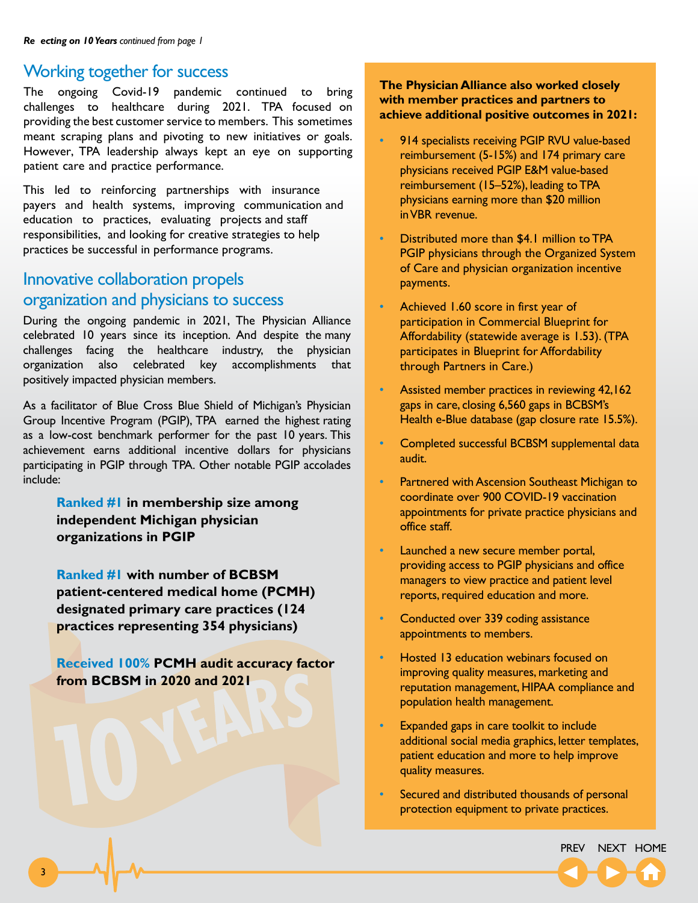*Reflecting on 10 Years continued from page 1*

## Working together for success

The ongoing Covid-19 pandemic continued to bring challenges to healthcare during 2021. TPA focused on providing the best customer service to members. This sometimes meant scraping plans and pivoting to new initiatives or goals. However, TPA leadership always kept an eye on supporting patient care and practice performance.

This led to reinforcing partnerships with insurance payers and health systems, improving communication and education to practices, evaluating projects and staff responsibilities, and looking for creative strategies to help practices be successful in performance programs.

## Innovative collaboration propels organization and physicians to success

During the ongoing pandemic in 2021, The Physician Alliance celebrated 10 years since its inception. And despite the many challenges facing the healthcare industry, the physician organization also celebrated key accomplishments that positively impacted physician members.

As a facilitator of Blue Cross Blue Shield of Michigan's Physician Group Incentive Program (PGIP), TPA earned the highest rating as a low-cost benchmark performer for the past 10 years. This achievement earns additional incentive dollars for physicians participating in PGIP through TPA. Other notable PGIP accolades include:

**Ranked #1 in membership size among independent Michigan physician organizations in PGIP**

**Ranked #1 with number of BCBSM patient-centered medical home (PCMH) designated primary care practices (124 practices representing 354 physicians)**

**Received 100% PCMH audit accuracy factor from BCBSM in 2020 and 2021**

**The Physician Alliance also worked closely with member practices and partners to achieve additional positive outcomes in 2021:**

- 914 specialists receiving PGIP RVU value-based reimbursement (5-15%) and 174 primary care physicians received PGIP E&M value-based reimbursement (15–52%), leading to TPA physicians earning more than $20 million in VBR revenue.
- Distributed more than $4.1 million to TPA PGIP physicians through the Organized System of Care and physician organization incentive payments.
- Achieved 1.60 score in first year of participation in Commercial Blueprint for Affordability (statewide average is 1.53). (TPA participates in Blueprint for Affordability through Partners in Care.)
- Assisted member practices in reviewing 42,162 gaps in care, closing 6,560 gaps in BCBSM's Health e-Blue database (gap closure rate 15.5%).
- Completed successful BCBSM supplemental data audit.
- Partnered with Ascension Southeast Michigan to coordinate over 900 COVID-19 vaccination appointments for private practice physicians and office staff.
- Launched a new secure member portal, providing access to PGIP physicians and office managers to view practice and patient level reports, required education and more.
- Conducted over 339 coding assistance appointments to members.
- Hosted 13 education webinars focused on improving quality measures, marketing and reputation management, HIPAA compliance and population health management.
- Expanded gaps in care toolkit to include additional social media graphics, letter templates, patient education and more to help improve quality measures.
- Secured and distributed thousands of personal protection equipment to private practices.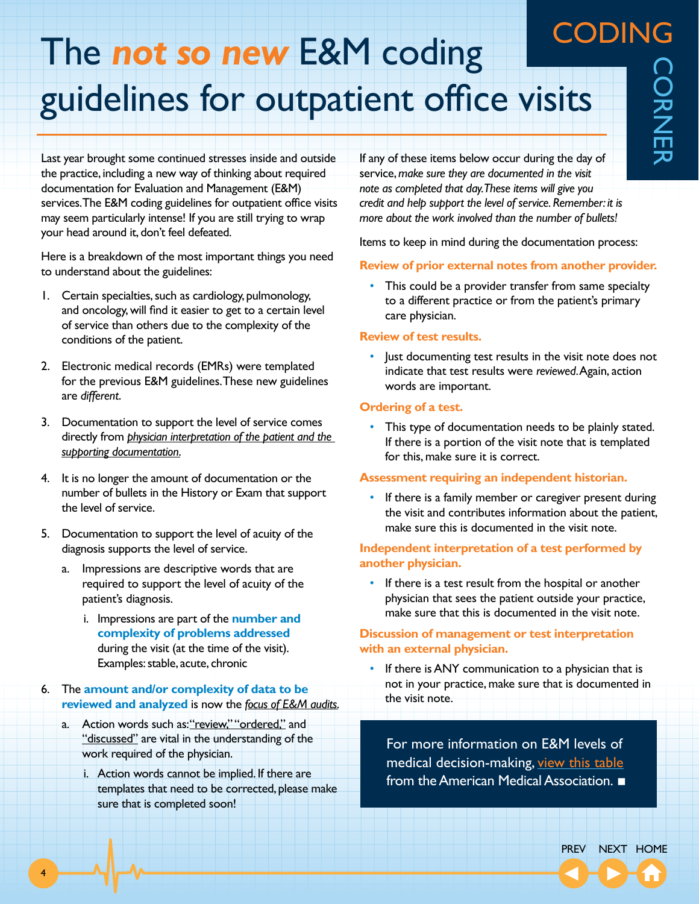# The *not so new* E&M coding guidelines for outpatient office visits

CODING CORNER

Last year brought some continued stresses inside and outside the practice, including a new way of thinking about required documentation for Evaluation and Management (E&M) services. The E&M coding guidelines for outpatient office visits may seem particularly intense! If you are still trying to wrap your head around it, don't feel defeated.

Here is a breakdown of the most important things you need to understand about the guidelines:

1. Certain specialties, such as cardiology, pulmonology, and oncology, will find it easier to get to a certain level of service than others due to the complexity of the conditions of the patient.
2. Electronic medical records (EMRs) were templated for the previous E&M guidelines. These new guidelines are *different*.
3. Documentation to support the level of service comes directly from *physician interpretation of the patient and the supporting documentation*.
4. It is no longer the amount of documentation or the number of bullets in the History or Exam that support the level of service.
5. Documentation to support the level of acuity of the diagnosis supports the level of service.
   a. Impressions are descriptive words that are required to support the level of acuity of the patient's diagnosis.
      i. Impressions are part of the **number and complexity of problems addressed** during the visit (at the time of the visit). Examples: stable, acute, chronic
6. The **amount and/or complexity of data to be reviewed and analyzed** is now the *focus of E&M audits*.
   a. Action words such as: "review," "ordered," and "discussed" are vital in the understanding of the work required of the physician.
      i. Action words cannot be implied. If there are templates that need to be corrected, please make sure that is completed soon!

If any of these items below occur during the day of service, *make sure they are documented in the visit note as completed that day. These items will give you credit and help support the level of service. Remember: it is more about the work involved than the number of bullets!*

Items to keep in mind during the documentation process:

**Review of prior external notes from another provider.**

- This could be a provider transfer from same specialty to a different practice or from the patient's primary care physician.

**Review of test results.**

- Just documenting test results in the visit note does not indicate that test results were *reviewed*. Again, action words are important.

**Ordering of a test.**

- This type of documentation needs to be plainly stated. If there is a portion of the visit note that is templated for this, make sure it is correct.

**Assessment requiring an independent historian.**

- If there is a family member or caregiver present during the visit and contributes information about the patient, make sure this is documented in the visit note.

**Independent interpretation of a test performed by another physician.**

- If there is a test result from the hospital or another physician that sees the patient outside your practice, make sure that this is documented in the visit note.

**Discussion of management or test interpretation with an external physician.**

- If there is ANY communication to a physician that is not in your practice, make sure that is documented in the visit note.

For more information on E&M levels of medical decision-making, view this table from the American Medical Association. ■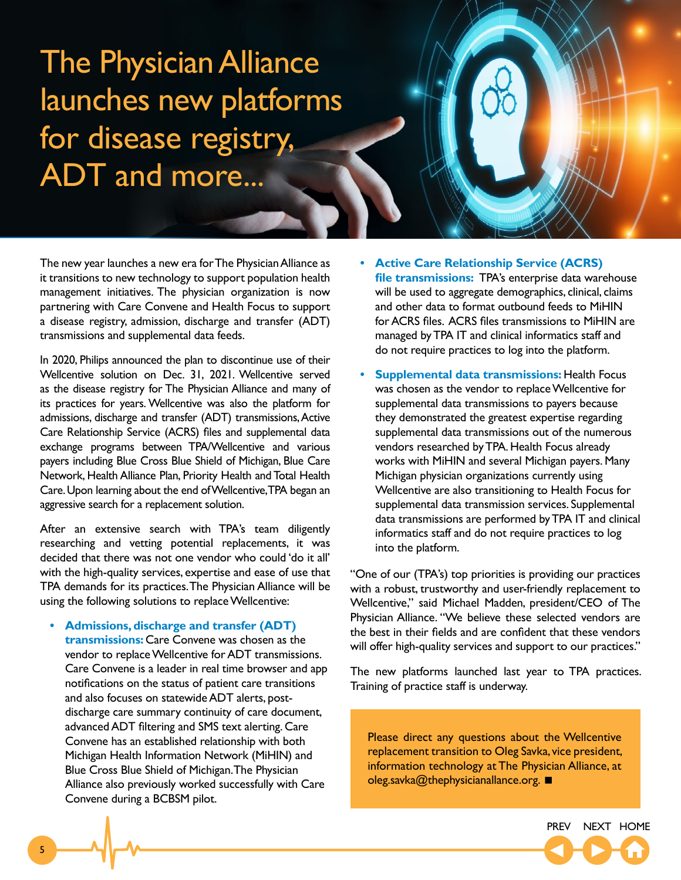# The Physician Alliance launches new platforms for disease registry, ADT and more...

The new year launches a new era for The Physician Alliance as it transitions to new technology to support population health management initiatives. The physician organization is now partnering with Care Convene and Health Focus to support a disease registry, admission, discharge and transfer (ADT) transmissions and supplemental data feeds.

In 2020, Philips announced the plan to discontinue use of their Wellcentive solution on Dec. 31, 2021. Wellcentive served as the disease registry for The Physician Alliance and many of its practices for years. Wellcentive was also the platform for admissions, discharge and transfer (ADT) transmissions, Active Care Relationship Service (ACRS) files and supplemental data exchange programs between TPA/Wellcentive and various payers including Blue Cross Blue Shield of Michigan, Blue Care Network, Health Alliance Plan, Priority Health and Total Health Care. Upon learning about the end of Wellcentive, TPA began an aggressive search for a replacement solution.

After an extensive search with TPA's team diligently researching and vetting potential replacements, it was decided that there was not one vendor who could 'do it all' with the high-quality services, expertise and ease of use that TPA demands for its practices. The Physician Alliance will be using the following solutions to replace Wellcentive:

- **Admissions, discharge and transfer (ADT) transmissions:** Care Convene was chosen as the vendor to replace Wellcentive for ADT transmissions. Care Convene is a leader in real time browser and app notifications on the status of patient care transitions and also focuses on statewide ADT alerts, post-discharge care summary continuity of care document, advanced ADT filtering and SMS text alerting. Care Convene has an established relationship with both Michigan Health Information Network (MiHIN) and Blue Cross Blue Shield of Michigan. The Physician Alliance also previously worked successfully with Care Convene during a BCBSM pilot.
- **Active Care Relationship Service (ACRS) file transmissions:** TPA's enterprise data warehouse will be used to aggregate demographics, clinical, claims and other data to format outbound feeds to MiHIN for ACRS files. ACRS files transmissions to MiHIN are managed by TPA IT and clinical informatics staff and do not require practices to log into the platform.
- **Supplemental data transmissions:** Health Focus was chosen as the vendor to replace Wellcentive for supplemental data transmissions to payers because they demonstrated the greatest expertise regarding supplemental data transmissions out of the numerous vendors researched by TPA. Health Focus already works with MiHIN and several Michigan payers. Many Michigan physician organizations currently using Wellcentive are also transitioning to Health Focus for supplemental data transmission services. Supplemental data transmissions are performed by TPA IT and clinical informatics staff and do not require practices to log into the platform.

"One of our (TPA's) top priorities is providing our practices with a robust, trustworthy and user-friendly replacement to Wellcentive," said Michael Madden, president/CEO of The Physician Alliance. "We believe these selected vendors are the best in their fields and are confident that these vendors will offer high-quality services and support to our practices."

The new platforms launched last year to TPA practices. Training of practice staff is underway.

Please direct any questions about the Wellcentive replacement transition to Oleg Savka, vice president, information technology at The Physician Alliance, at oleg.savka@thephysicianalliance.org. ■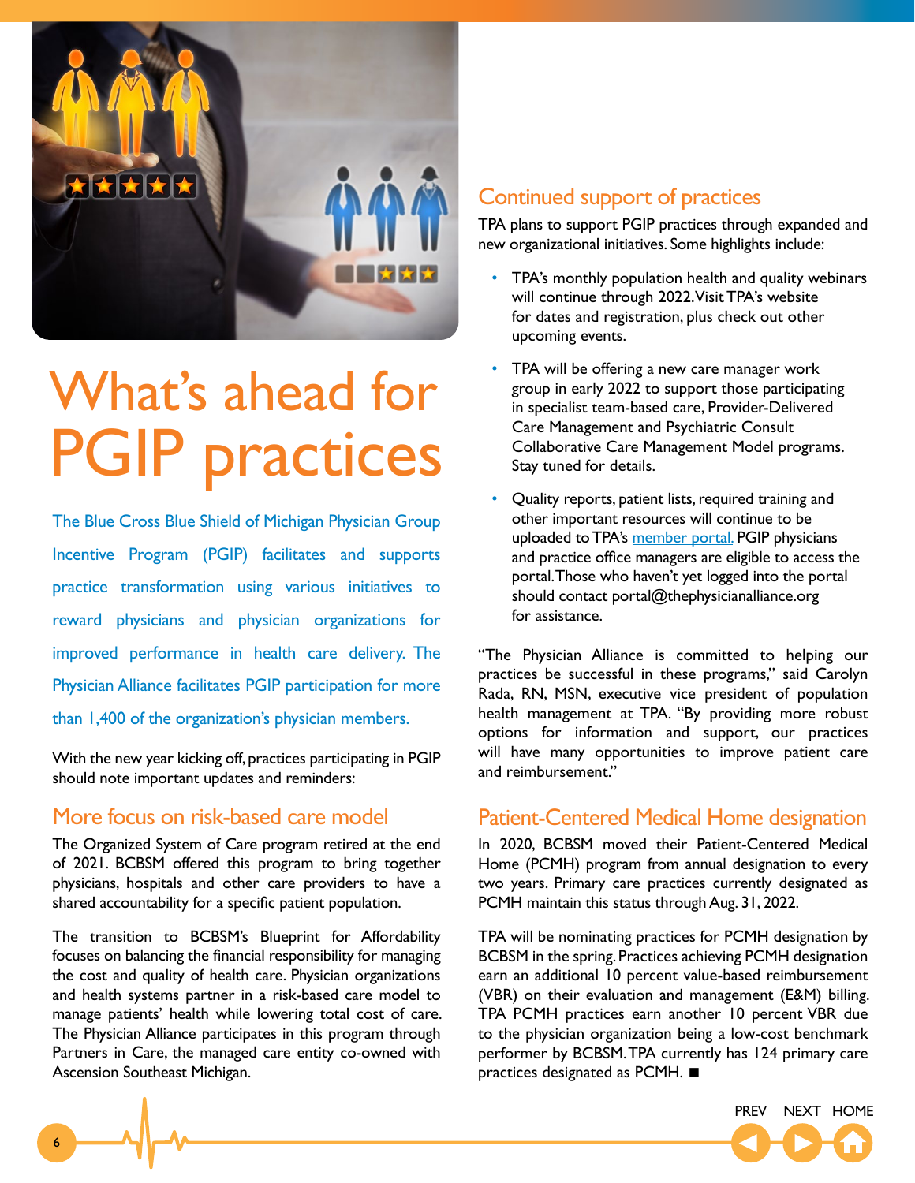# What's ahead for PGIP practices

The Blue Cross Blue Shield of Michigan Physician Group Incentive Program (PGIP) facilitates and supports practice transformation using various initiatives to reward physicians and physician organizations for improved performance in health care delivery. The Physician Alliance facilitates PGIP participation for more than 1,400 of the organization's physician members.

With the new year kicking off, practices participating in PGIP should note important updates and reminders:

## More focus on risk-based care model

The Organized System of Care program retired at the end of 2021. BCBSM offered this program to bring together physicians, hospitals and other care providers to have a shared accountability for a specific patient population.

The transition to BCBSM's Blueprint for Affordability focuses on balancing the financial responsibility for managing the cost and quality of health care. Physician organizations and health systems partner in a risk-based care model to manage patients' health while lowering total cost of care. The Physician Alliance participates in this program through Partners in Care, the managed care entity co-owned with Ascension Southeast Michigan.

## Continued support of practices

TPA plans to support PGIP practices through expanded and new organizational initiatives. Some highlights include:

- TPA's monthly population health and quality webinars will continue through 2022. Visit TPA's website for dates and registration, plus check out other upcoming events.
- TPA will be offering a new care manager work group in early 2022 to support those participating in specialist team-based care, Provider-Delivered Care Management and Psychiatric Consult Collaborative Care Management Model programs. Stay tuned for details.
- Quality reports, patient lists, required training and other important resources will continue to be uploaded to TPA's member portal. PGIP physicians and practice office managers are eligible to access the portal. Those who haven't yet logged into the portal should contact portal@thephysicianalliance.org for assistance.

"The Physician Alliance is committed to helping our practices be successful in these programs," said Carolyn Rada, RN, MSN, executive vice president of population health management at TPA. "By providing more robust options for information and support, our practices will have many opportunities to improve patient care and reimbursement."

## Patient-Centered Medical Home designation

In 2020, BCBSM moved their Patient-Centered Medical Home (PCMH) program from annual designation to every two years. Primary care practices currently designated as PCMH maintain this status through Aug. 31, 2022.

TPA will be nominating practices for PCMH designation by BCBSM in the spring. Practices achieving PCMH designation earn an additional 10 percent value-based reimbursement (VBR) on their evaluation and management (E&M) billing. TPA PCMH practices earn another 10 percent VBR due to the physician organization being a low-cost benchmark performer by BCBSM. TPA currently has 124 primary care practices designated as PCMH. ■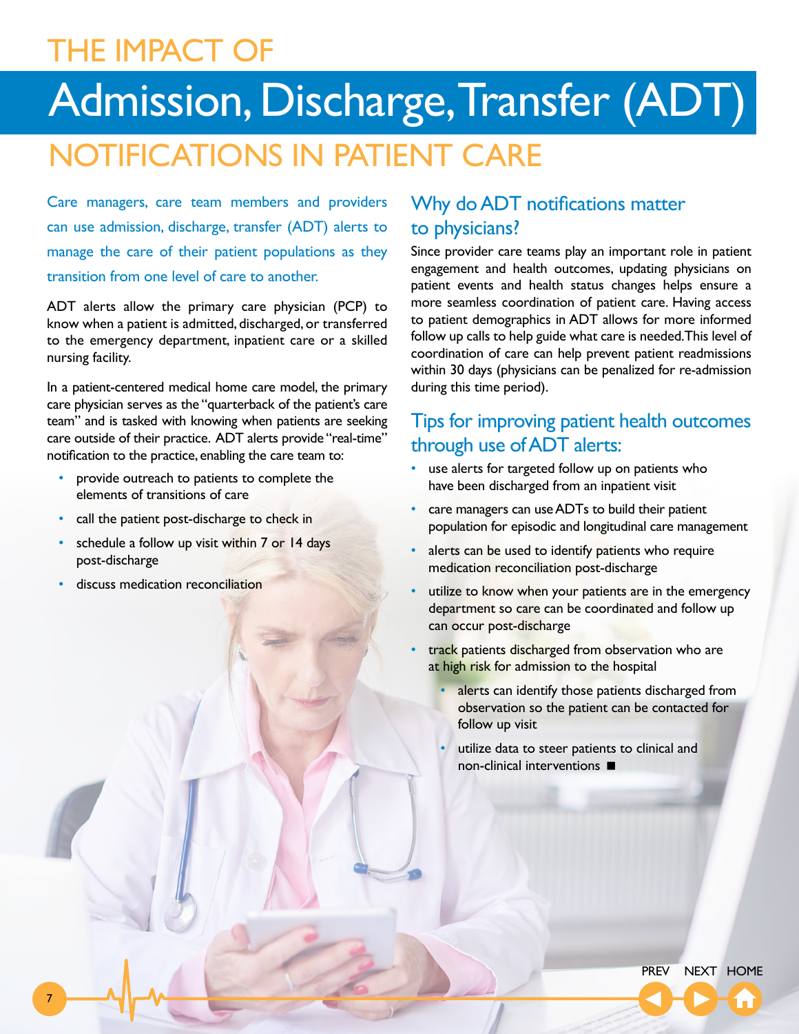# THE IMPACT OF Admission, Discharge, Transfer (ADT) NOTIFICATIONS IN PATIENT CARE

Care managers, care team members and providers can use admission, discharge, transfer (ADT) alerts to manage the care of their patient populations as they transition from one level of care to another.

ADT alerts allow the primary care physician (PCP) to know when a patient is admitted, discharged, or transferred to the emergency department, inpatient care or a skilled nursing facility.

In a patient-centered medical home care model, the primary care physician serves as the "quarterback of the patient's care team" and is tasked with knowing when patients are seeking care outside of their practice. ADT alerts provide "real-time" notification to the practice, enabling the care team to:

- provide outreach to patients to complete the elements of transitions of care
- call the patient post-discharge to check in
- schedule a follow up visit within 7 or 14 days post-discharge
- discuss medication reconciliation

## Why do ADT notifications matter to physicians?

Since provider care teams play an important role in patient engagement and health outcomes, updating physicians on patient events and health status changes helps ensure a more seamless coordination of patient care. Having access to patient demographics in ADT allows for more informed follow up calls to help guide what care is needed. This level of coordination of care can help prevent patient readmissions within 30 days (physicians can be penalized for re-admission during this time period).

## Tips for improving patient health outcomes through use of ADT alerts:

- use alerts for targeted follow up on patients who have been discharged from an inpatient visit
- care managers can use ADTs to build their patient population for episodic and longitudinal care management
- alerts can be used to identify patients who require medication reconciliation post-discharge
- utilize to know when your patients are in the emergency department so care can be coordinated and follow up can occur post-discharge
- track patients discharged from observation who are at high risk for admission to the hospital
  - alerts can identify those patients discharged from observation so the patient can be contacted for follow up visit
  - utilize data to steer patients to clinical and non-clinical interventions ■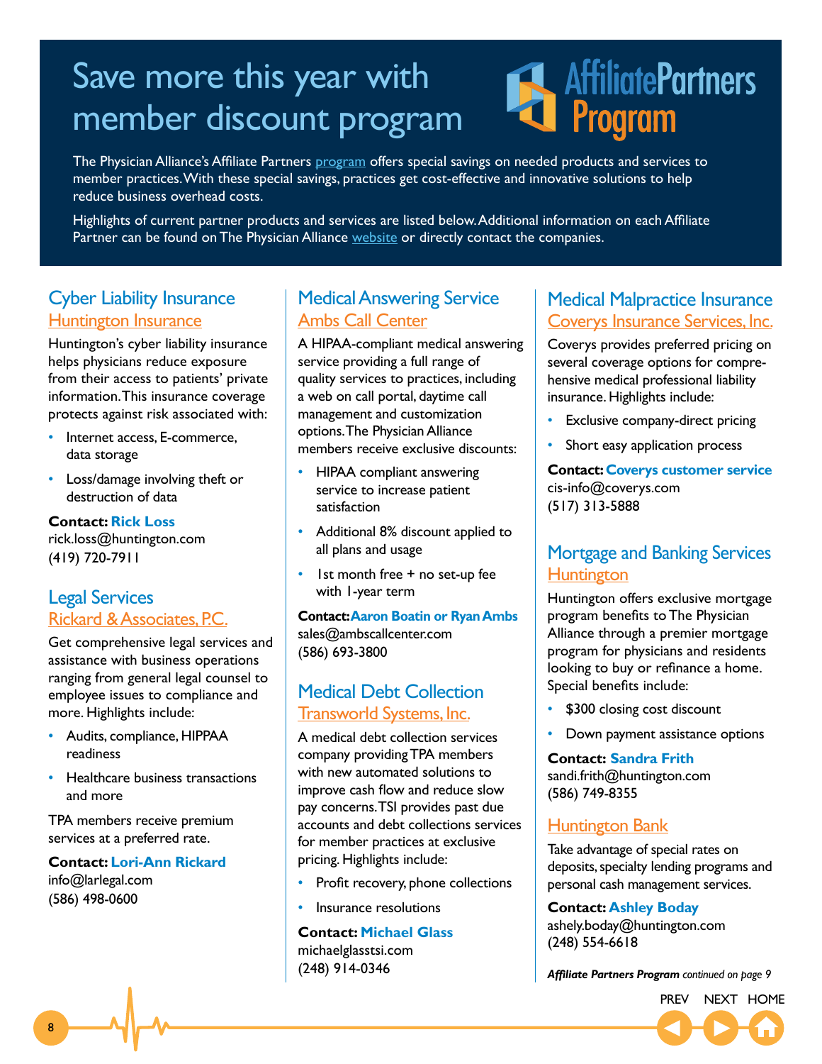# Save more this year with member discount program

AffiliatePartners Program

The Physician Alliance's Affiliate Partners program offers special savings on needed products and services to member practices. With these special savings, practices get cost-effective and innovative solutions to help reduce business overhead costs.

Highlights of current partner products and services are listed below. Additional information on each Affiliate Partner can be found on The Physician Alliance website or directly contact the companies.

## Cyber Liability Insurance

### Huntington Insurance

Huntington's cyber liability insurance helps physicians reduce exposure from their access to patients' private information. This insurance coverage protects against risk associated with:

- Internet access, E-commerce, data storage
- Loss/damage involving theft or destruction of data

**Contact: Rick Loss**
rick.loss@huntington.com
(419) 720-7911

## Legal Services

### Rickard & Associates, P.C.

Get comprehensive legal services and assistance with business operations ranging from general legal counsel to employee issues to compliance and more. Highlights include:

- Audits, compliance, HIPPAA readiness
- Healthcare business transactions and more

TPA members receive premium services at a preferred rate.

**Contact: Lori-Ann Rickard**
info@larlegal.com
(586) 498-0600

## Medical Answering Service

### Ambs Call Center

A HIPAA-compliant medical answering service providing a full range of quality services to practices, including a web on call portal, daytime call management and customization options. The Physician Alliance members receive exclusive discounts:

- HIPAA compliant answering service to increase patient satisfaction
- Additional 8% discount applied to all plans and usage
- 1st month free + no set-up fee with 1-year term

**Contact: Aaron Boatin or Ryan Ambs**
sales@ambscallcenter.com
(586) 693-3800

## Medical Debt Collection

### Transworld Systems, Inc.

A medical debt collection services company providing TPA members with new automated solutions to improve cash flow and reduce slow pay concerns. TSI provides past due accounts and debt collections services for member practices at exclusive pricing. Highlights include:

- Profit recovery, phone collections
- Insurance resolutions

**Contact: Michael Glass**
michaelglasstsi.com
(248) 914-0346

## Medical Malpractice Insurance

### Coverys Insurance Services, Inc.

Coverys provides preferred pricing on several coverage options for comprehensive medical professional liability insurance. Highlights include:

- Exclusive company-direct pricing
- Short easy application process

**Contact: Coverys customer service**
cis-info@coverys.com
(517) 313-5888

## Mortgage and Banking Services

### Huntington

Huntington offers exclusive mortgage program benefits to The Physician Alliance through a premier mortgage program for physicians and residents looking to buy or refinance a home. Special benefits include:

- $300 closing cost discount
- Down payment assistance options

**Contact: Sandra Frith**
sandi.frith@huntington.com
(586) 749-8355

### Huntington Bank

Take advantage of special rates on deposits, specialty lending programs and personal cash management services.

**Contact: Ashley Boday**
ashely.boday@huntington.com
(248) 554-6618

***Affiliate Partners Program*** *continued on page 9*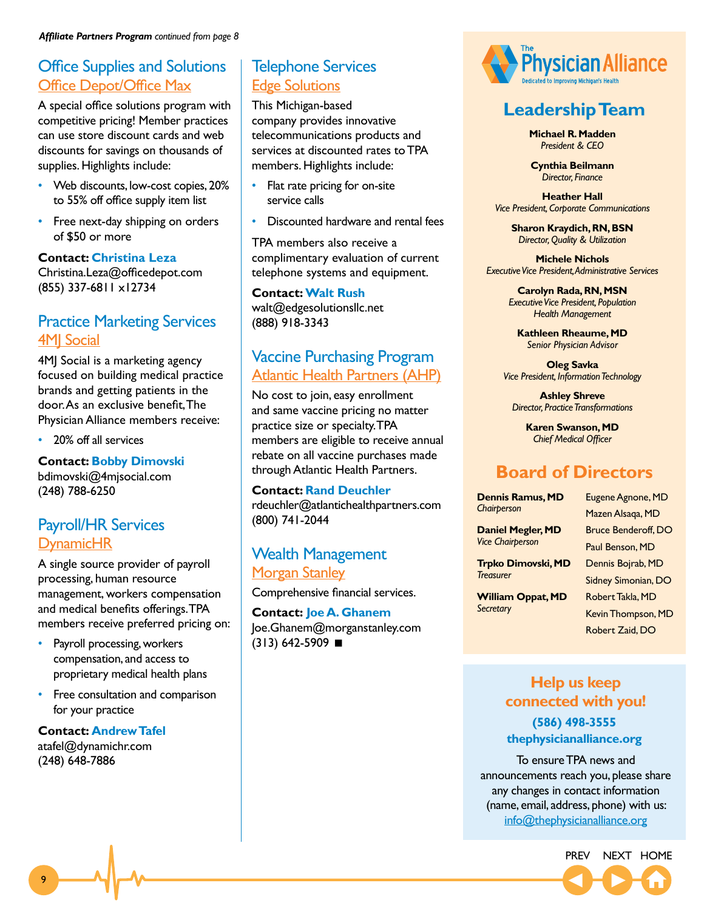***Affiliate Partners Program** continued from page 8*

## Office Supplies and Solutions

### Office Depot/Office Max

A special office solutions program with competitive pricing! Member practices can use store discount cards and web discounts for savings on thousands of supplies. Highlights include:

- Web discounts, low-cost copies, 20% to 55% off office supply item list
- Free next-day shipping on orders of $50 or more

**Contact: Christina Leza**
Christina.Leza@officedepot.com
(855) 337-6811 x12734

## Practice Marketing Services

### 4MJ Social

4MJ Social is a marketing agency focused on building medical practice brands and getting patients in the door. As an exclusive benefit, The Physician Alliance members receive:

- 20% off all services

**Contact: Bobby Dimovski**
bdimovski@4mjsocial.com
(248) 788-6250

## Payroll/HR Services

### DynamicHR

A single source provider of payroll processing, human resource management, workers compensation and medical benefits offerings. TPA members receive preferred pricing on:

- Payroll processing, workers compensation, and access to proprietary medical health plans
- Free consultation and comparison for your practice

**Contact: Andrew Tafel**
atafel@dynamichr.com
(248) 648-7886

## Telephone Services

### Edge Solutions

This Michigan-based company provides innovative telecommunications products and services at discounted rates to TPA members. Highlights include:

- Flat rate pricing for on-site service calls
- Discounted hardware and rental fees

TPA members also receive a complimentary evaluation of current telephone systems and equipment.

**Contact: Walt Rush**
walt@edgesolutionsllc.net
(888) 918-3343

## Vaccine Purchasing Program

### Atlantic Health Partners (AHP)

No cost to join, easy enrollment and same vaccine pricing no matter practice size or specialty. TPA members are eligible to receive annual rebate on all vaccine purchases made through Atlantic Health Partners.

**Contact: Rand Deuchler**
rdeuchler@atlantichealthpartners.com
(800) 741-2044

## Wealth Management

### Morgan Stanley

Comprehensive financial services.

**Contact: Joe A. Ghanem**
Joe.Ghanem@morganstanley.com
(313) 642-5909 ■

---

The Physician Alliance
Dedicated to Improving Michigan's Health

## Leadership Team

**Michael R. Madden**
*President & CEO*

**Cynthia Beilmann**
*Director, Finance*

**Heather Hall**
*Vice President, Corporate Communications*

**Sharon Kraydich, RN, BSN**
*Director, Quality & Utilization*

**Michele Nichols**
*Executive Vice President, Administrative Services*

**Carolyn Rada, RN, MSN**
*Executive Vice President, Population Health Management*

**Kathleen Rheaume, MD**
*Senior Physician Advisor*

**Oleg Savka**
*Vice President, Information Technology*

**Ashley Shreve**
*Director, Practice Transformations*

**Karen Swanson, MD**
*Chief Medical Officer*

## Board of Directors

**Dennis Ramus, MD**
*Chairperson*

**Daniel Megler, MD**
*Vice Chairperson*

**Trpko Dimovski, MD**
*Treasurer*

**William Oppat, MD**
*Secretary*

Eugene Agnone, MD
Mazen Alsaqa, MD
Bruce Benderoff, DO
Paul Benson, MD
Dennis Bojrab, MD
Sidney Simonian, DO
Robert Takla, MD
Kevin Thompson, MD
Robert Zaid, DO

## Help us keep connected with you!

**(586) 498-3555**
**thephysicianalliance.org**

To ensure TPA news and announcements reach you, please share any changes in contact information (name, email, address, phone) with us: info@thephysicianalliance.org